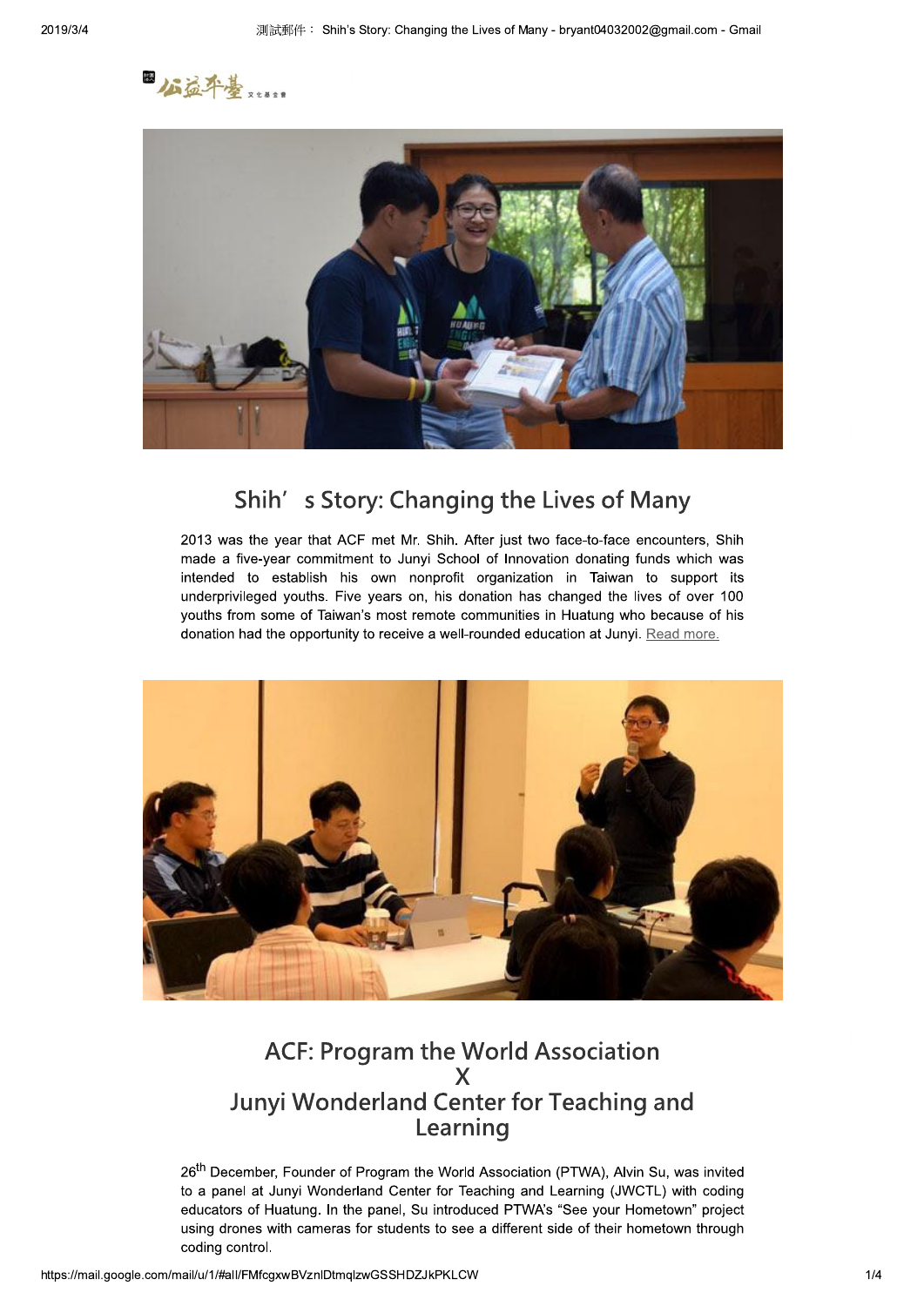## Shih’ s Story: Changing the Lives of Many

2013 was the year that ACF met Mr. Shih. After just two face-to-face encounters, Shih made a five-year commitment to Junyi School of Innovation donating funds which was intended to establish his own nonprofit organization in Taiwan to support its underprivileged youths. Five years on, his donation has changed the lives of over 100 youths from some of Taiwan's most remote communities in Huatung who because of his donation had the opportunity to receive a well-rounded education at Junyi. Read more.

## ACF: Program the World Association X Junyi Wonderland Center for Teaching and Learning

26th December, Founder of Program the World Association (PTWA), Alvin Su, was invited to a panel at Junyi Wonderland Center for Teaching and Learning (JWCTL) with coding educators of Huatung. In the panel, Su introduced PTWA's “See your Hometown” project using drones with cameras for students to see a different side of their hometown through coding control.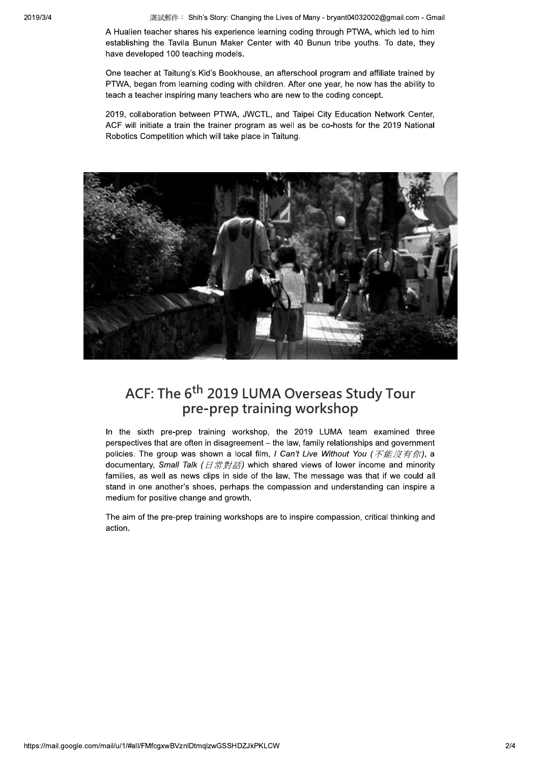A Hualien teacher shares his experience learning coding through PTWA, which led to him establishing the Tavila Bunun Maker Center with 40 Bunun tribe youths. To date, they have developed 100 teaching models.

One teacher at Taitung's Kid's Bookhouse, an afterschool program and affiliate trained by PTWA, began from learning coding with children. After one year, he now has the ability to teach a teacher inspiring many teachers who are new to the coding concept.

2019, collaboration between PTWA, JWCTL, and Taipei City Education Network Center, ACF will initiate a train the trainer program as well as be co-hosts for the 2019 National Robotics Competition which will take place in Taitung.

## ACF: The 6th 2019 LUMA Overseas Study Tour pre-prep training workshop

In the sixth pre-prep training workshop, the 2019 LUMA team examined three perspectives that are often in disagreement – the law, family relationships and government policies. The group was shown a local film, *I Can't Live Without You (不能沒有你)*, a documentary, *Small Talk (日常對話)* which shared views of lower income and minority families, as well as news clips in side of the law. The message was that if we could all stand in one another's shoes, perhaps the compassion and understanding can inspire a medium for positive change and growth.

The aim of the pre-prep training workshops are to inspire compassion, critical thinking and action.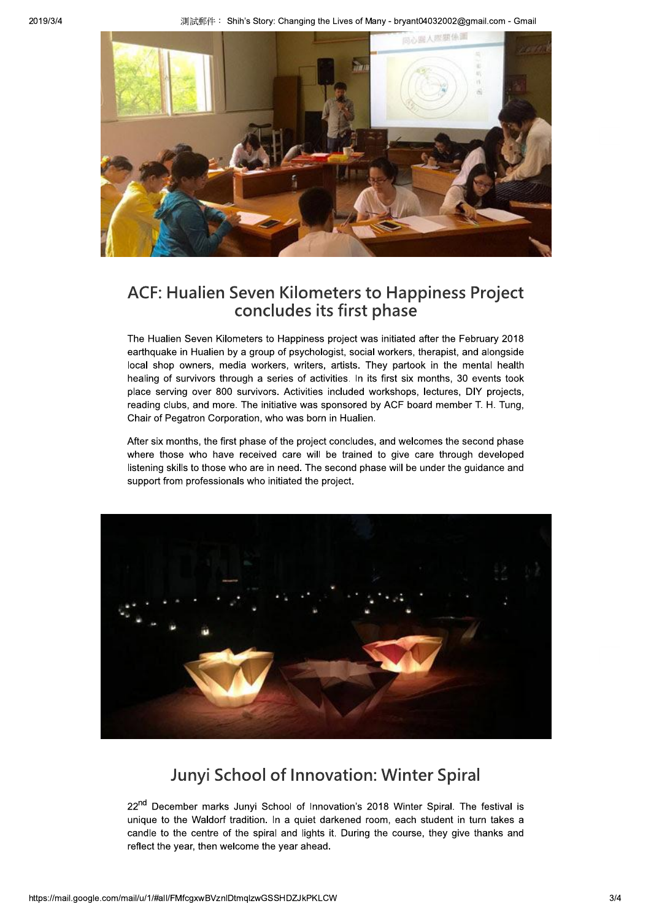## ACF: Hualien Seven Kilometers to Happiness Project concludes its first phase

The Hualien Seven Kilometers to Happiness project was initiated after the February 2018 earthquake in Hualien by a group of psychologist, social workers, therapist, and alongside local shop owners, media workers, writers, artists. They partook in the mental health healing of survivors through a series of activities. In its first six months, 30 events took place serving over 800 survivors. Activities included workshops, lectures, DIY projects, reading clubs, and more. The initiative was sponsored by ACF board member T. H. Tung, Chair of Pegatron Corporation, who was born in Hualien.

After six months, the first phase of the project concludes, and welcomes the second phase where those who have received care will be trained to give care through developed listening skills to those who are in need. The second phase will be under the guidance and support from professionals who initiated the project.

## Junyi School of Innovation: Winter Spiral

22nd December marks Junyi School of Innovation's 2018 Winter Spiral. The festival is unique to the Waldorf tradition. In a quiet darkened room, each student in turn takes a candle to the centre of the spiral and lights it. During the course, they give thanks and reflect the year, then welcome the year ahead.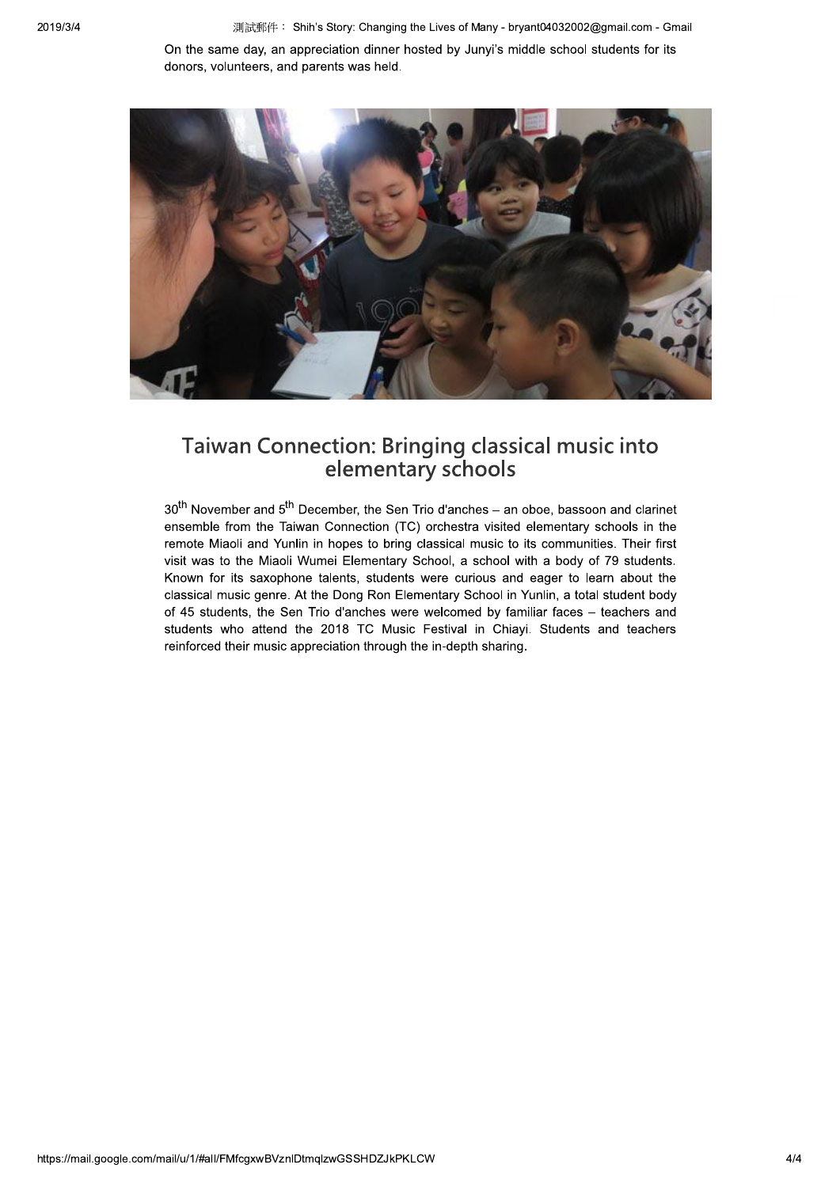On the same day, an appreciation dinner hosted by Junyi's middle school students for its donors, volunteers, and parents was held.

## Taiwan Connection: Bringing classical music into elementary schools

30th November and 5th December, the Sen Trio d'anches – an oboe, bassoon and clarinet ensemble from the Taiwan Connection (TC) orchestra visited elementary schools in the remote Miaoli and Yunlin in hopes to bring classical music to its communities. Their first visit was to the Miaoli Wumei Elementary School, a school with a body of 79 students. Known for its saxophone talents, students were curious and eager to learn about the classical music genre. At the Dong Ron Elementary School in Yunlin, a total student body of 45 students, the Sen Trio d'anches were welcomed by familiar faces – teachers and students who attend the 2018 TC Music Festival in Chiayi. Students and teachers reinforced their music appreciation through the in-depth sharing.